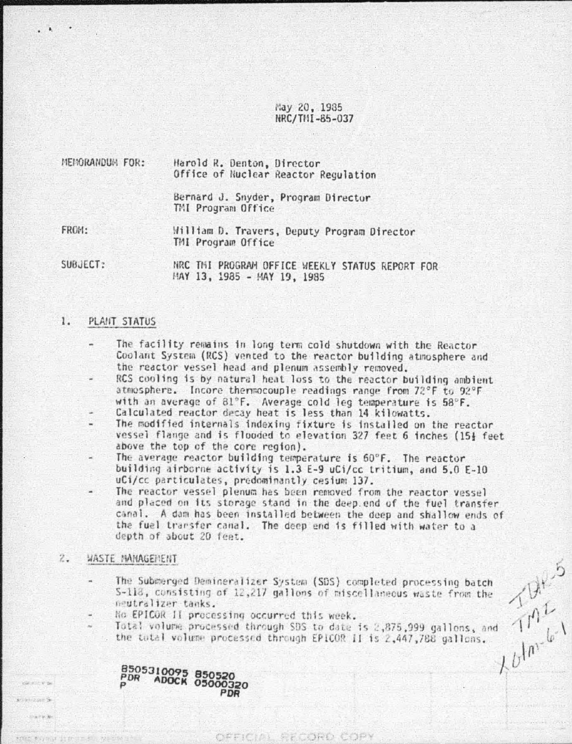May 20, 1985
NRC/TMI-85-037

MEMORANDUM FOR: Harold R. Denton, Director
Office of Nuclear Reactor Regulation

Bernard J. Snyder, Program Director
TMI Program Office

FROM: William D. Travers, Deputy Program Director
TMI Program Office

SUBJECT: NRC TMI PROGRAM OFFICE WEEKLY STATUS REPORT FOR MAY 13, 1985 - MAY 19, 1985

## 1. PLANT STATUS

- The facility remains in long term cold shutdown with the Reactor Coolant System (RCS) vented to the reactor building atmosphere and the reactor vessel head and plenum assembly removed.
- RCS cooling is by natural heat loss to the reactor building ambient atmosphere. Incore thermocouple readings range from 72°F to 92°F with an average of 81°F. Average cold leg temperature is 58°F.
- Calculated reactor decay heat is less than 14 kilowatts.
- The modified internals indexing fixture is installed on the reactor vessel flange and is flooded to elevation 327 feet 6 inches (15½ feet above the top of the core region).
- The average reactor building temperature is 60°F. The reactor building airborne activity is 1.3 E-9 uCi/cc tritium, and 5.0 E-10 uCi/cc particulates, predominantly cesium 137.
- The reactor vessel plenum has been removed from the reactor vessel and placed on its storage stand in the deep end of the fuel transfer canal. A dam has been installed between the deep and shallow ends of the fuel transfer canal. The deep end is filled with water to a depth of about 20 feet.

## 2. WASTE MANAGEMENT

- The Submerged Demineralizer System (SDS) completed processing batch S-118, consisting of 12,217 gallons of miscellaneous waste from the neutralizer tanks.
- No EPICOR II processing occurred this week.
- Total volume processed through SDS to date is 2,875,999 gallons, and the total volume processed through EPICOR II is 2,447,788 gallons.

8505310095 850520
PDR ADOCK 05000320
P PDR

OFFICIAL RECORD COPY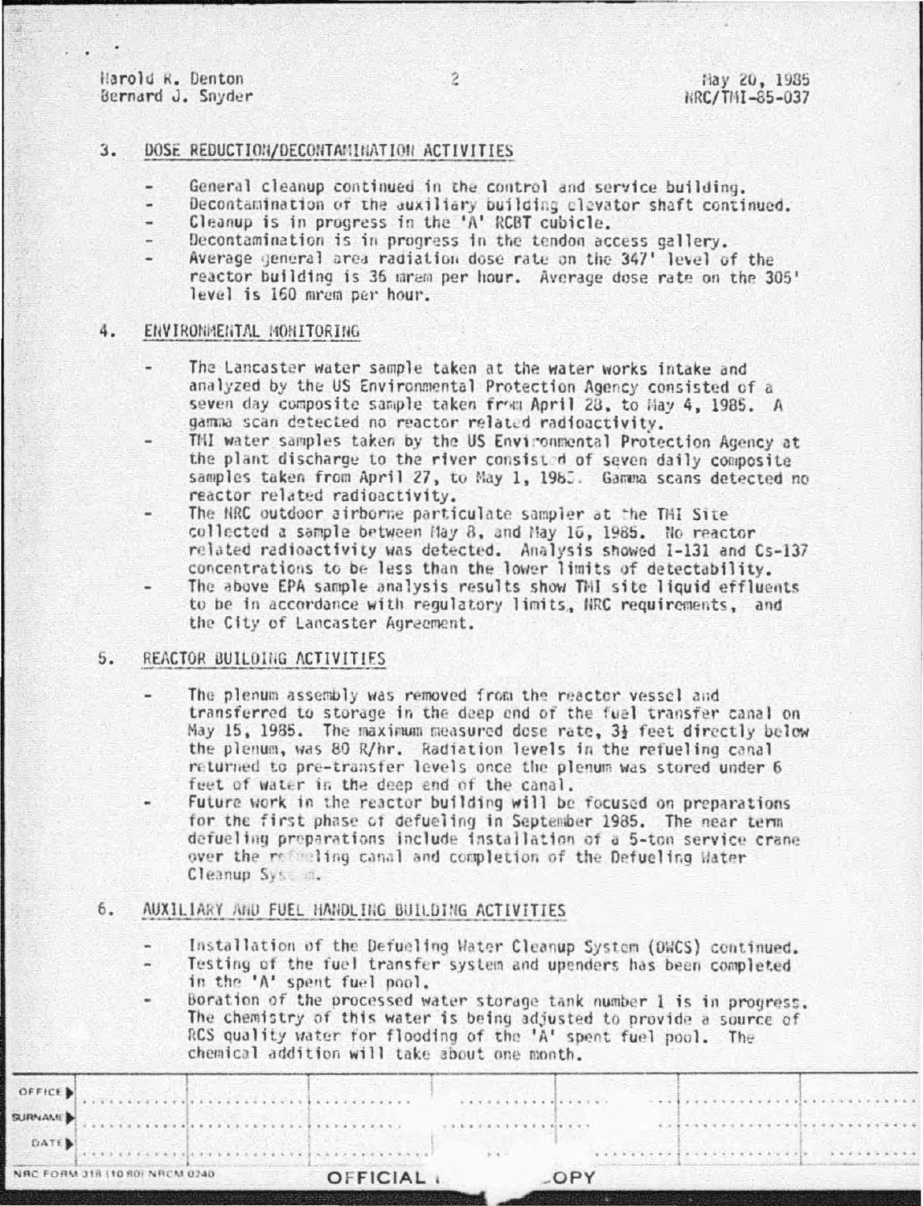## 3. DOSE REDUCTION/DECONTAMINATION ACTIVITIES

- General cleanup continued in the control and service building.
- Decontamination of the auxiliary building elevator shaft continued.
- Cleanup is in progress in the 'A' RCBT cubicle.
- Decontamination is in progress in the tendon access gallery.
- Average general area radiation dose rate on the 347' level of the reactor building is 36 mrem per hour. Average dose rate on the 305' level is 160 mrem per hour.

## 4. ENVIRONMENTAL MONITORING

- The Lancaster water sample taken at the water works intake and analyzed by the US Environmental Protection Agency consisted of a seven day composite sample taken from April 28, to May 4, 1985. A gamma scan detected no reactor related radioactivity.
- TMI water samples taken by the US Environmental Protection Agency at the plant discharge to the river consisted of seven daily composite samples taken from April 27, to May 1, 1985. Gamma scans detected no reactor related radioactivity.
- The NRC outdoor airborne particulate sampler at the TMI Site collected a sample between May 8, and May 16, 1985. No reactor related radioactivity was detected. Analysis showed I-131 and Cs-137 concentrations to be less than the lower limits of detectability.
- The above EPA sample analysis results show TMI site liquid effluents to be in accordance with regulatory limits, NRC requirements, and the City of Lancaster Agreement.

## 5. REACTOR BUILDING ACTIVITIES

- The plenum assembly was removed from the reactor vessel and transferred to storage in the deep end of the fuel transfer canal on May 15, 1985. The maximum measured dose rate, 3½ feet directly below the plenum, was 80 R/hr. Radiation levels in the refueling canal returned to pre-transfer levels once the plenum was stored under 6 feet of water in the deep end of the canal.
- Future work in the reactor building will be focused on preparations for the first phase of defueling in September 1985. The near term defueling preparations include installation of a 5-ton service crane over the refueling canal and completion of the Defueling Water Cleanup System.

## 6. AUXILIARY AND FUEL HANDLING BUILDING ACTIVITIES

- Installation of the Defueling Water Cleanup System (DWCS) continued.
- Testing of the fuel transfer system and upenders has been completed in the 'A' spent fuel pool.
- Boration of the processed water storage tank number 1 is in progress. The chemistry of this water is being adjusted to provide a source of RCS quality water for flooding of the 'A' spent fuel pool. The chemical addition will take about one month.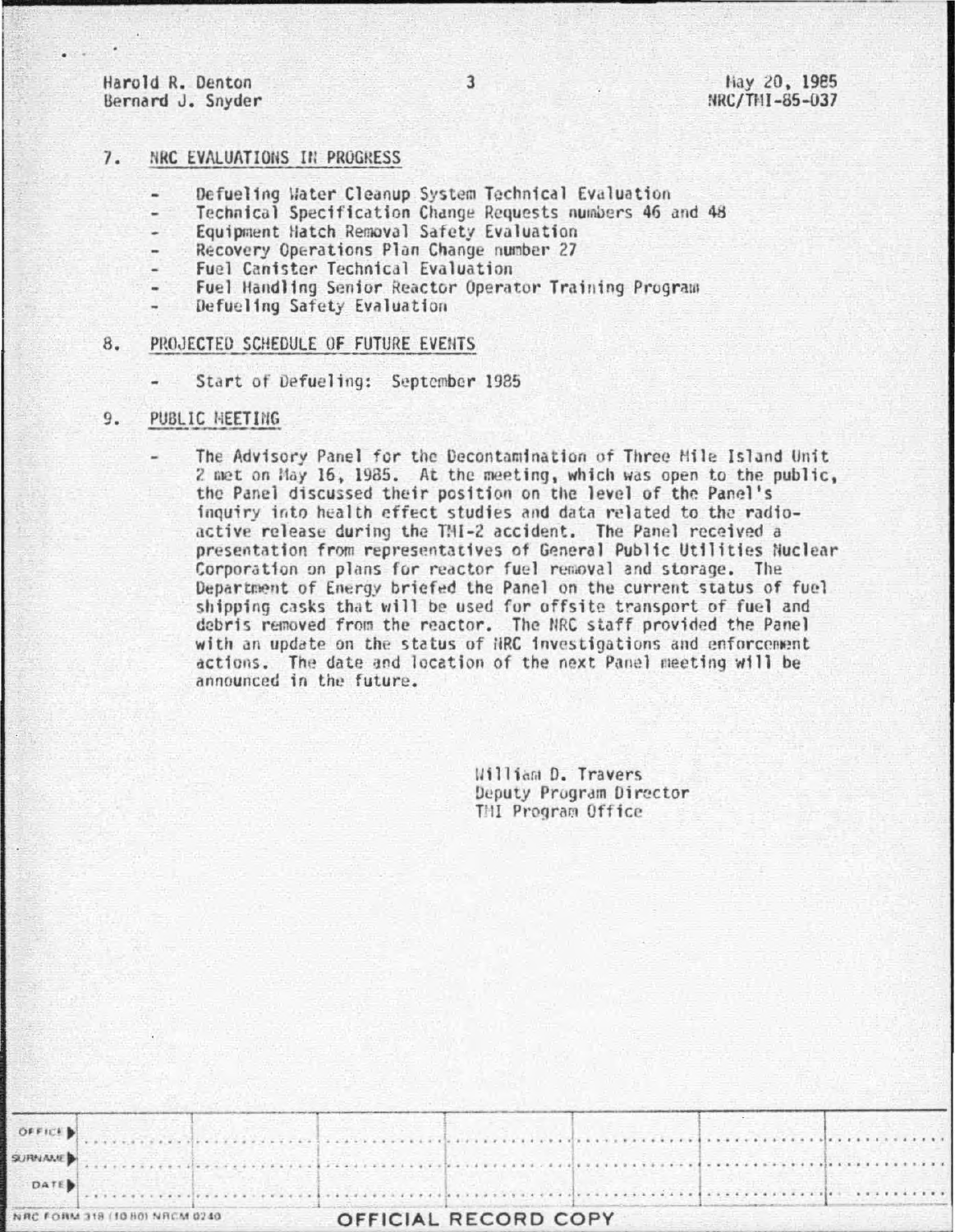Harold R. Denton
Bernard J. Snyder

May 20, 1985
NRC/TMI-85-037

7. NRC EVALUATIONS IN PROGRESS

- Defueling Water Cleanup System Technical Evaluation
- Technical Specification Change Requests numbers 46 and 48
- Equipment Hatch Removal Safety Evaluation
- Recovery Operations Plan Change number 27
- Fuel Canister Technical Evaluation
- Fuel Handling Senior Reactor Operator Training Program
- Defueling Safety Evaluation

8. PROJECTED SCHEDULE OF FUTURE EVENTS

- Start of Defueling: September 1985

9. PUBLIC MEETING

- The Advisory Panel for the Decontamination of Three Mile Island Unit 2 met on May 16, 1985. At the meeting, which was open to the public, the Panel discussed their position on the level of the Panel's inquiry into health effect studies and data related to the radioactive release during the TMI-2 accident. The Panel received a presentation from representatives of General Public Utilities Nuclear Corporation on plans for reactor fuel removal and storage. The Department of Energy briefed the Panel on the current status of fuel shipping casks that will be used for offsite transport of fuel and debris removed from the reactor. The NRC staff provided the Panel with an update on the status of NRC investigations and enforcement actions. The date and location of the next Panel meeting will be announced in the future.

William D. Travers
Deputy Program Director
TMI Program Office

| | | | | | | | |
|---|---|---|---|---|---|---|---|
| OFFICE ▶ | | | | | | | |
| SURNAME ▶ | | | | | | | |
| DATE ▶ | | | | | | | |

NRC FORM 318 (10 80) NRCM 0240

OFFICIAL RECORD COPY